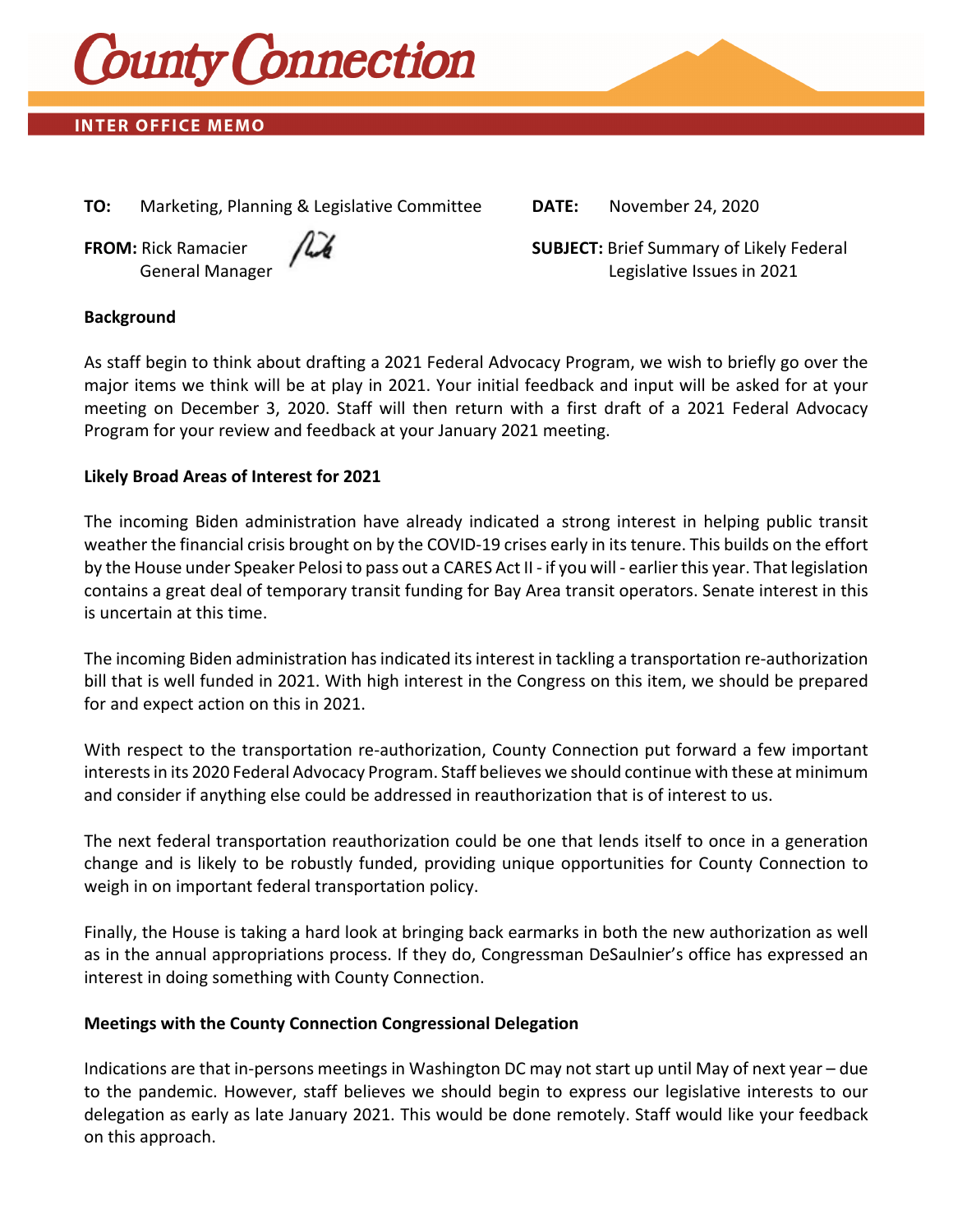# County Connection

**INTER OFFICE MEMO**

**TO:** Marketing, Planning & Legislative Committee

**DATE:** November 24, 2020

**FROM:** Rick Ramacier
General Manager

**SUBJECT:** Brief Summary of Likely Federal Legislative Issues in 2021

**Background**

As staff begin to think about drafting a 2021 Federal Advocacy Program, we wish to briefly go over the major items we think will be at play in 2021. Your initial feedback and input will be asked for at your meeting on December 3, 2020. Staff will then return with a first draft of a 2021 Federal Advocacy Program for your review and feedback at your January 2021 meeting.

**Likely Broad Areas of Interest for 2021**

The incoming Biden administration have already indicated a strong interest in helping public transit weather the financial crisis brought on by the COVID-19 crises early in its tenure. This builds on the effort by the House under Speaker Pelosi to pass out a CARES Act II - if you will - earlier this year. That legislation contains a great deal of temporary transit funding for Bay Area transit operators. Senate interest in this is uncertain at this time.

The incoming Biden administration has indicated its interest in tackling a transportation re-authorization bill that is well funded in 2021. With high interest in the Congress on this item, we should be prepared for and expect action on this in 2021.

With respect to the transportation re-authorization, County Connection put forward a few important interests in its 2020 Federal Advocacy Program. Staff believes we should continue with these at minimum and consider if anything else could be addressed in reauthorization that is of interest to us.

The next federal transportation reauthorization could be one that lends itself to once in a generation change and is likely to be robustly funded, providing unique opportunities for County Connection to weigh in on important federal transportation policy.

Finally, the House is taking a hard look at bringing back earmarks in both the new authorization as well as in the annual appropriations process. If they do, Congressman DeSaulnier's office has expressed an interest in doing something with County Connection.

**Meetings with the County Connection Congressional Delegation**

Indications are that in-persons meetings in Washington DC may not start up until May of next year – due to the pandemic. However, staff believes we should begin to express our legislative interests to our delegation as early as late January 2021. This would be done remotely. Staff would like your feedback on this approach.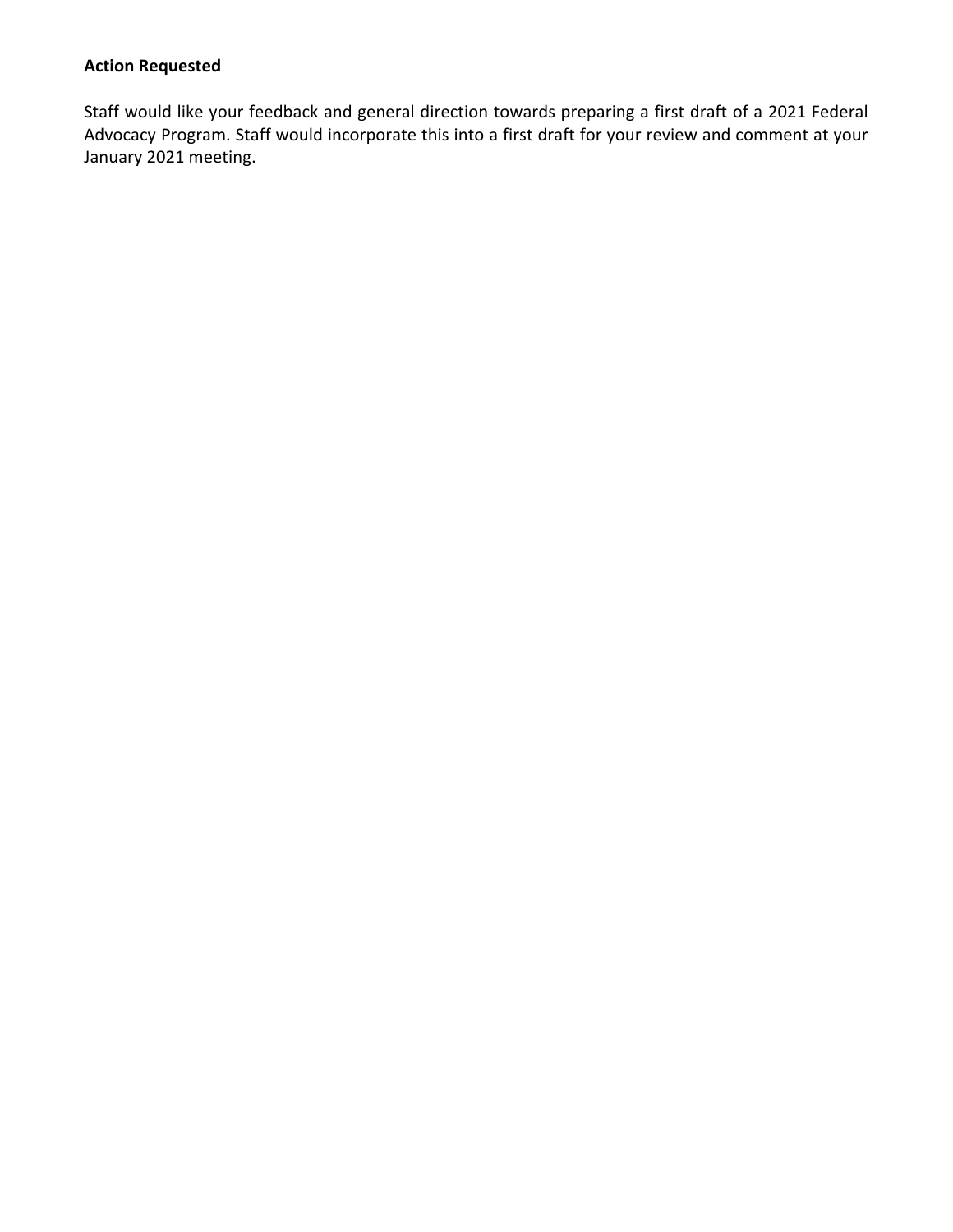**Action Requested**

Staff would like your feedback and general direction towards preparing a first draft of a 2021 Federal Advocacy Program. Staff would incorporate this into a first draft for your review and comment at your January 2021 meeting.